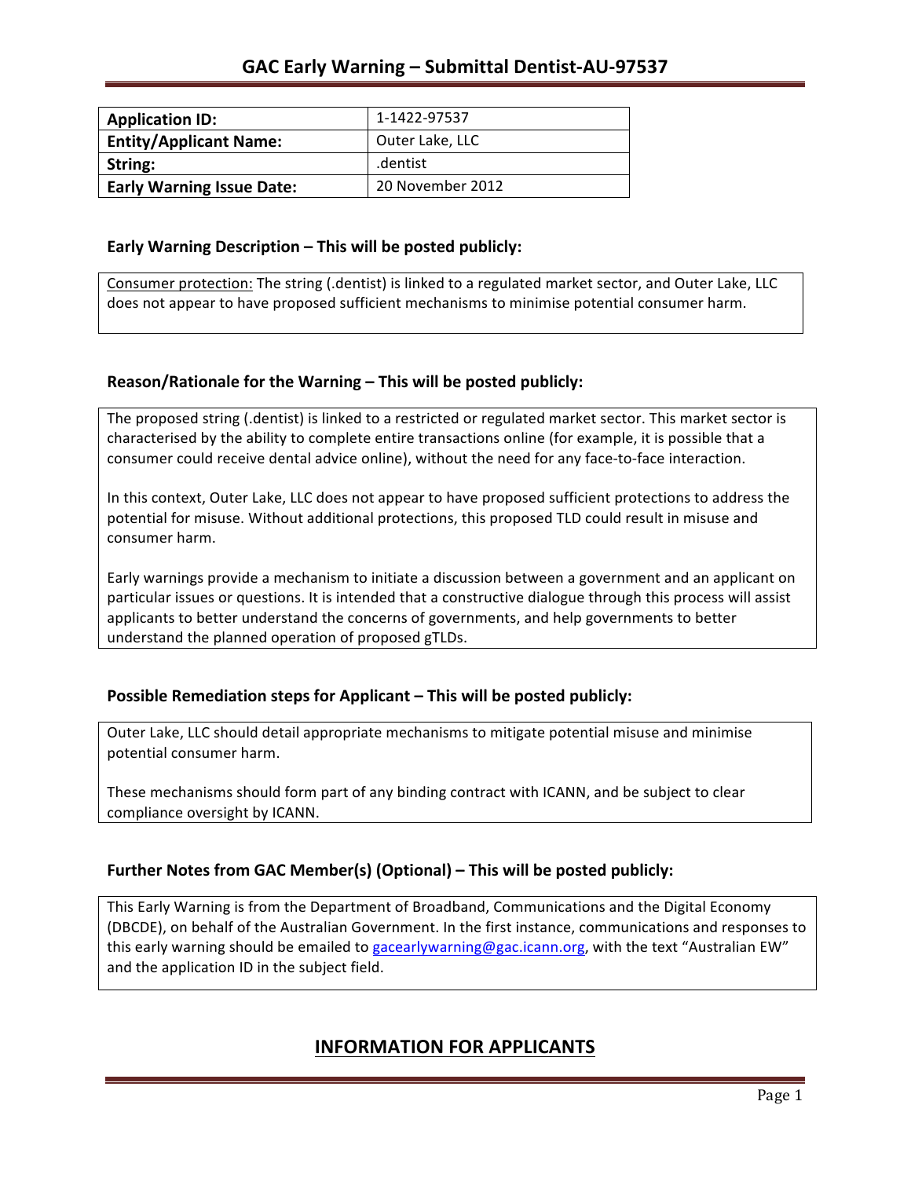# GAC Early Warning – Submittal Dentist-AU-97537

| Application ID: | 1-1422-97537 |
|---|---|
| Entity/Applicant Name: | Outer Lake, LLC |
| String: | .dentist |
| Early Warning Issue Date: | 20 November 2012 |

### Early Warning Description – This will be posted publicly:

Consumer protection: The string (.dentist) is linked to a regulated market sector, and Outer Lake, LLC does not appear to have proposed sufficient mechanisms to minimise potential consumer harm.

### Reason/Rationale for the Warning – This will be posted publicly:

The proposed string (.dentist) is linked to a restricted or regulated market sector. This market sector is characterised by the ability to complete entire transactions online (for example, it is possible that a consumer could receive dental advice online), without the need for any face-to-face interaction.

In this context, Outer Lake, LLC does not appear to have proposed sufficient protections to address the potential for misuse. Without additional protections, this proposed TLD could result in misuse and consumer harm.

Early warnings provide a mechanism to initiate a discussion between a government and an applicant on particular issues or questions. It is intended that a constructive dialogue through this process will assist applicants to better understand the concerns of governments, and help governments to better understand the planned operation of proposed gTLDs.

### Possible Remediation steps for Applicant – This will be posted publicly:

Outer Lake, LLC should detail appropriate mechanisms to mitigate potential misuse and minimise potential consumer harm.

These mechanisms should form part of any binding contract with ICANN, and be subject to clear compliance oversight by ICANN.

### Further Notes from GAC Member(s) (Optional) – This will be posted publicly:

This Early Warning is from the Department of Broadband, Communications and the Digital Economy (DBCDE), on behalf of the Australian Government. In the first instance, communications and responses to this early warning should be emailed to gacearlywarning@gac.icann.org, with the text "Australian EW" and the application ID in the subject field.

## INFORMATION FOR APPLICANTS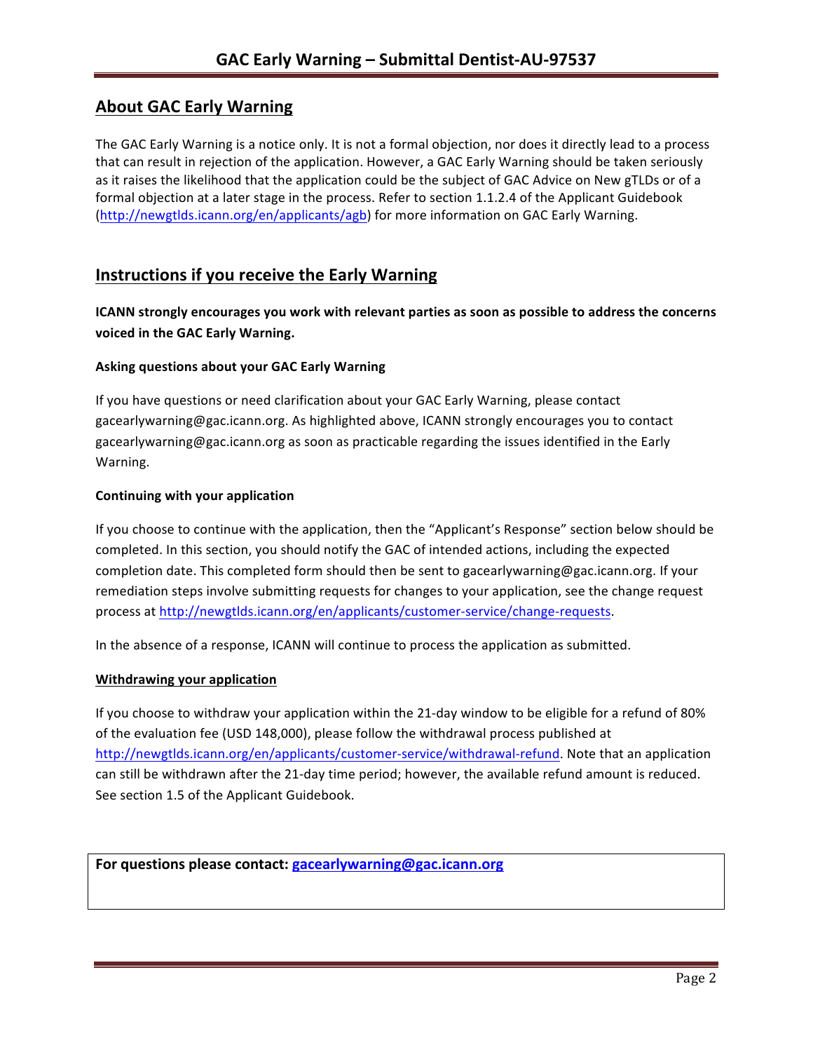## About GAC Early Warning

The GAC Early Warning is a notice only. It is not a formal objection, nor does it directly lead to a process that can result in rejection of the application. However, a GAC Early Warning should be taken seriously as it raises the likelihood that the application could be the subject of GAC Advice on New gTLDs or of a formal objection at a later stage in the process. Refer to section 1.1.2.4 of the Applicant Guidebook (http://newgtlds.icann.org/en/applicants/agb) for more information on GAC Early Warning.

## Instructions if you receive the Early Warning

**ICANN strongly encourages you work with relevant parties as soon as possible to address the concerns voiced in the GAC Early Warning.**

#### Asking questions about your GAC Early Warning

If you have questions or need clarification about your GAC Early Warning, please contact gacearlywarning@gac.icann.org. As highlighted above, ICANN strongly encourages you to contact gacearlywarning@gac.icann.org as soon as practicable regarding the issues identified in the Early Warning.

#### Continuing with your application

If you choose to continue with the application, then the "Applicant's Response" section below should be completed. In this section, you should notify the GAC of intended actions, including the expected completion date. This completed form should then be sent to gacearlywarning@gac.icann.org. If your remediation steps involve submitting requests for changes to your application, see the change request process at http://newgtlds.icann.org/en/applicants/customer-service/change-requests.

In the absence of a response, ICANN will continue to process the application as submitted.

#### Withdrawing your application

If you choose to withdraw your application within the 21-day window to be eligible for a refund of 80% of the evaluation fee (USD 148,000), please follow the withdrawal process published at http://newgtlds.icann.org/en/applicants/customer-service/withdrawal-refund. Note that an application can still be withdrawn after the 21-day time period; however, the available refund amount is reduced. See section 1.5 of the Applicant Guidebook.

**For questions please contact: gacearlywarning@gac.icann.org**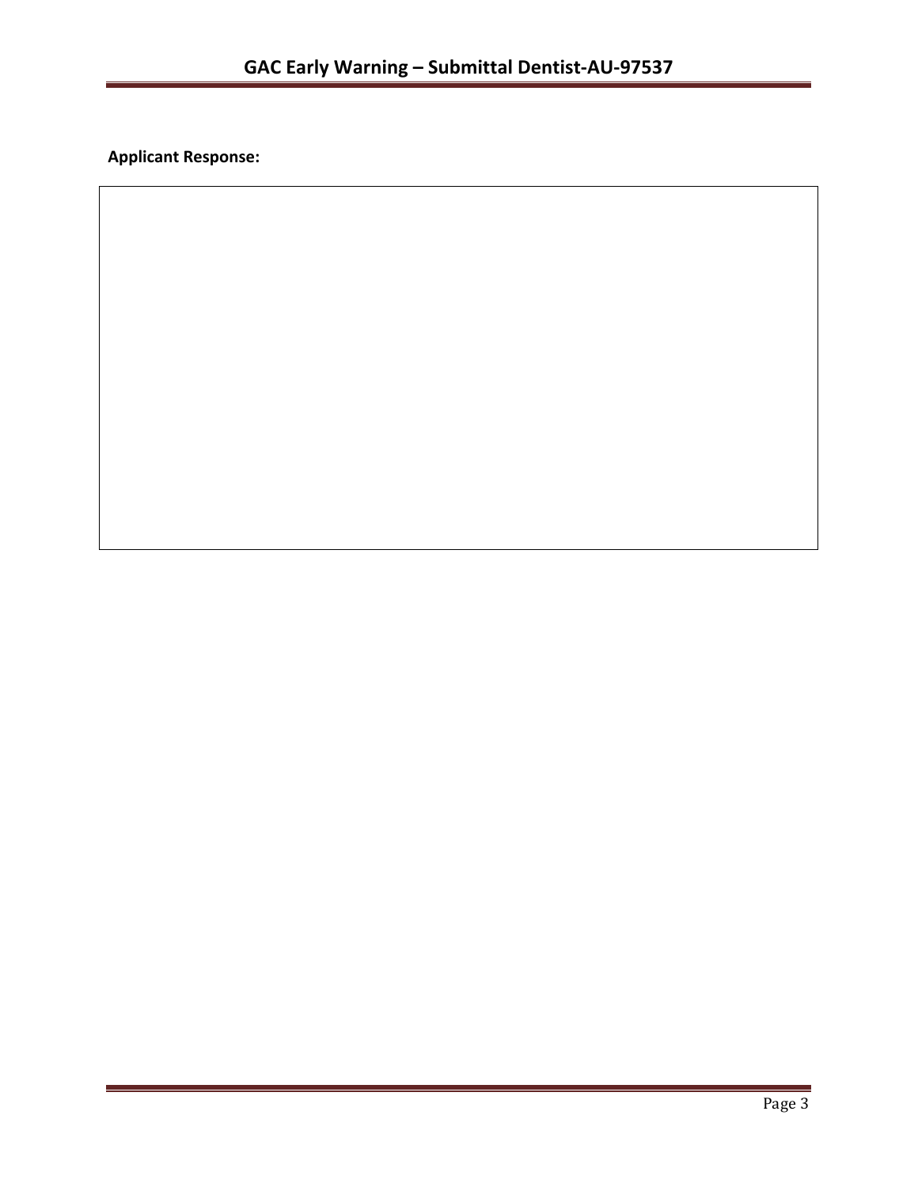**Applicant Response:**

| |
|---|
| |